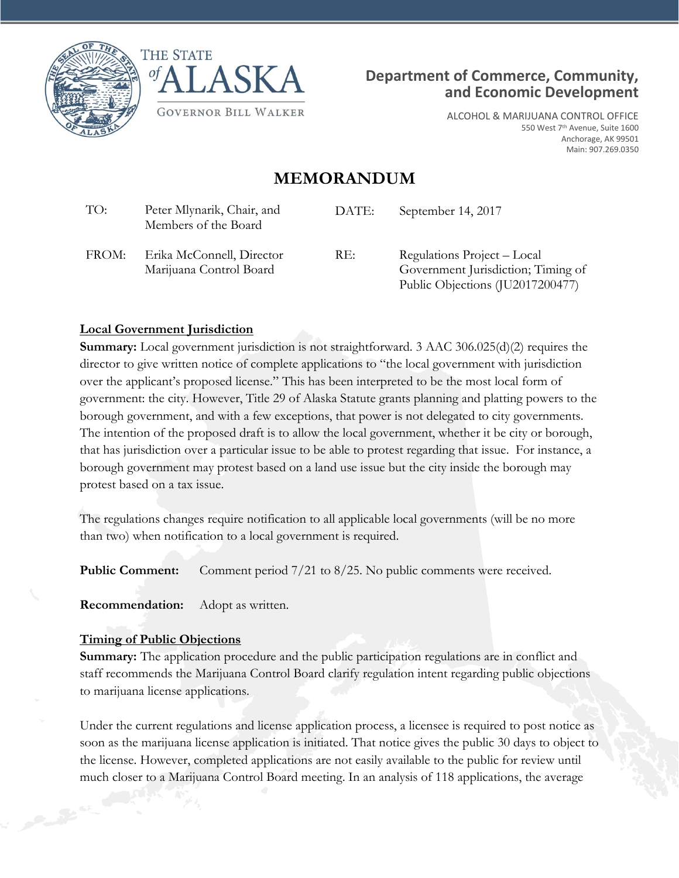THE STATE of ALASKA

GOVERNOR BILL WALKER

**Department of Commerce, Community, and Economic Development**

ALCOHOL & MARIJUANA CONTROL OFFICE
550 West 7th Avenue, Suite 1600
Anchorage, AK 99501
Main: 907.269.0350

# MEMORANDUM

| | | | |
|---|---|---|---|
| TO: | Peter Mlynarik, Chair, and Members of the Board | DATE: | September 14, 2017 |
| FROM: | Erika McConnell, Director Marijuana Control Board | RE: | Regulations Project – Local Government Jurisdiction; Timing of Public Objections (JU2017200477) |

**Local Government Jurisdiction**

**Summary:** Local government jurisdiction is not straightforward. 3 AAC 306.025(d)(2) requires the director to give written notice of complete applications to "the local government with jurisdiction over the applicant's proposed license." This has been interpreted to be the most local form of government: the city. However, Title 29 of Alaska Statute grants planning and platting powers to the borough government, and with a few exceptions, that power is not delegated to city governments. The intention of the proposed draft is to allow the local government, whether it be city or borough, that has jurisdiction over a particular issue to be able to protest regarding that issue. For instance, a borough government may protest based on a land use issue but the city inside the borough may protest based on a tax issue.

The regulations changes require notification to all applicable local governments (will be no more than two) when notification to a local government is required.

**Public Comment:** Comment period 7/21 to 8/25. No public comments were received.

**Recommendation:** Adopt as written.

**Timing of Public Objections**

**Summary:** The application procedure and the public participation regulations are in conflict and staff recommends the Marijuana Control Board clarify regulation intent regarding public objections to marijuana license applications.

Under the current regulations and license application process, a licensee is required to post notice as soon as the marijuana license application is initiated. That notice gives the public 30 days to object to the license. However, completed applications are not easily available to the public for review until much closer to a Marijuana Control Board meeting. In an analysis of 118 applications, the average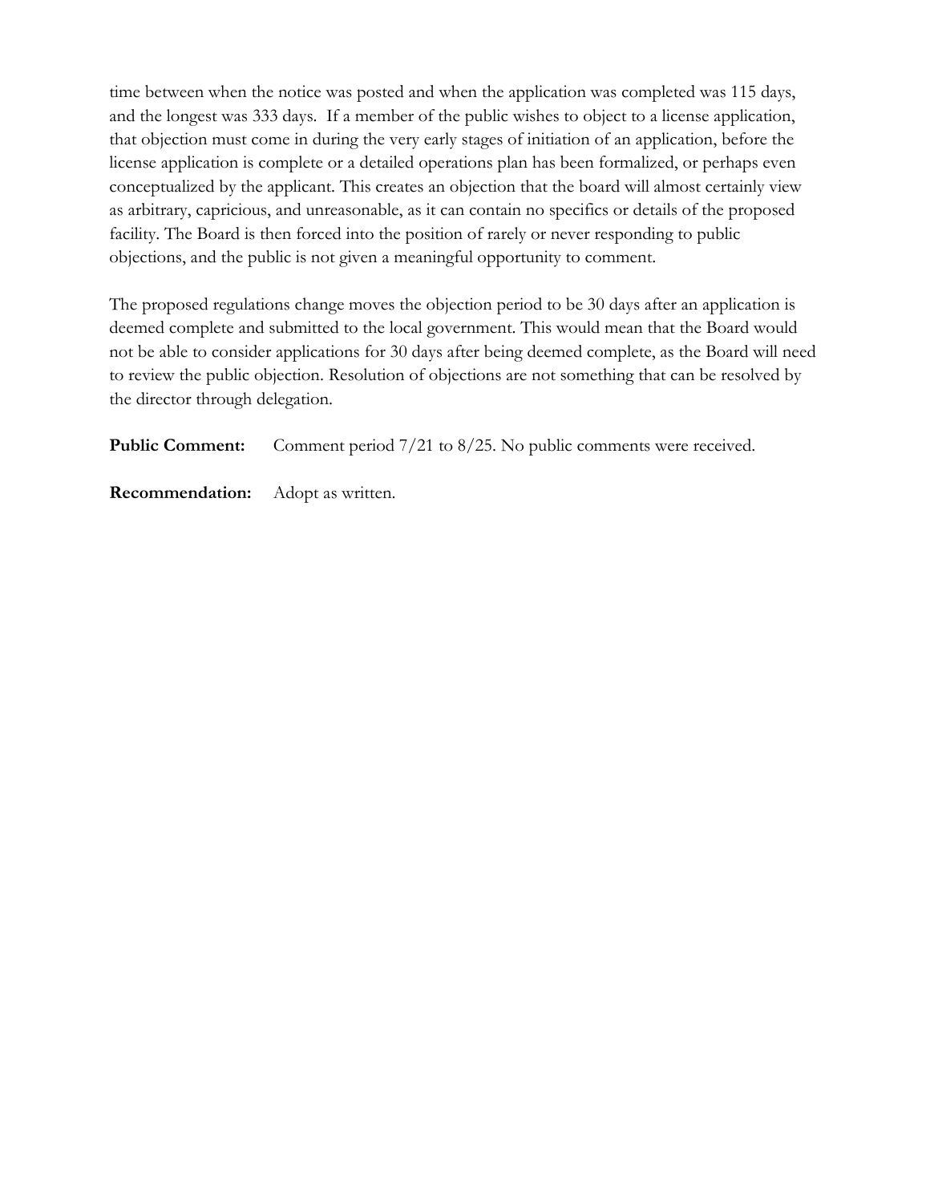time between when the notice was posted and when the application was completed was 115 days, and the longest was 333 days. If a member of the public wishes to object to a license application, that objection must come in during the very early stages of initiation of an application, before the license application is complete or a detailed operations plan has been formalized, or perhaps even conceptualized by the applicant. This creates an objection that the board will almost certainly view as arbitrary, capricious, and unreasonable, as it can contain no specifics or details of the proposed facility. The Board is then forced into the position of rarely or never responding to public objections, and the public is not given a meaningful opportunity to comment.

The proposed regulations change moves the objection period to be 30 days after an application is deemed complete and submitted to the local government. This would mean that the Board would not be able to consider applications for 30 days after being deemed complete, as the Board will need to review the public objection. Resolution of objections are not something that can be resolved by the director through delegation.

**Public Comment:** Comment period 7/21 to 8/25. No public comments were received.

**Recommendation:** Adopt as written.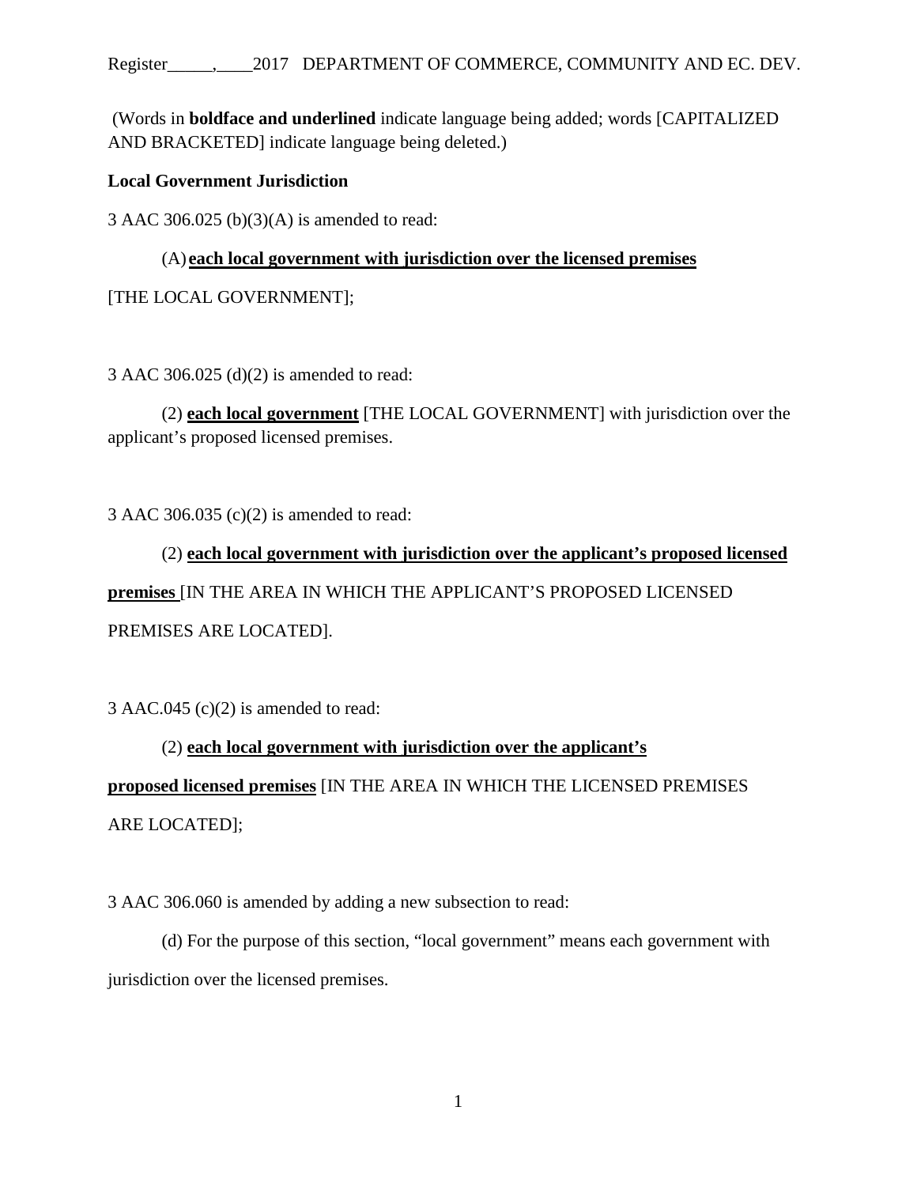(Words in **boldface and underlined** indicate language being added; words [CAPITALIZED AND BRACKETED] indicate language being deleted.)

**Local Government Jurisdiction**

3 AAC 306.025 (b)(3)(A) is amended to read:

(A) **<u>each local government with jurisdiction over the licensed premises</u>** [THE LOCAL GOVERNMENT];

3 AAC 306.025 (d)(2) is amended to read:

(2) **<u>each local government</u>** [THE LOCAL GOVERNMENT] with jurisdiction over the applicant's proposed licensed premises.

3 AAC 306.035 (c)(2) is amended to read:

(2) **<u>each local government with jurisdiction over the applicant's proposed licensed premises</u>** [IN THE AREA IN WHICH THE APPLICANT'S PROPOSED LICENSED PREMISES ARE LOCATED].

3 AAC.045 (c)(2) is amended to read:

(2) **<u>each local government with jurisdiction over the applicant's proposed licensed premises</u>** [IN THE AREA IN WHICH THE LICENSED PREMISES ARE LOCATED];

3 AAC 306.060 is amended by adding a new subsection to read:

(d) For the purpose of this section, "local government" means each government with jurisdiction over the licensed premises.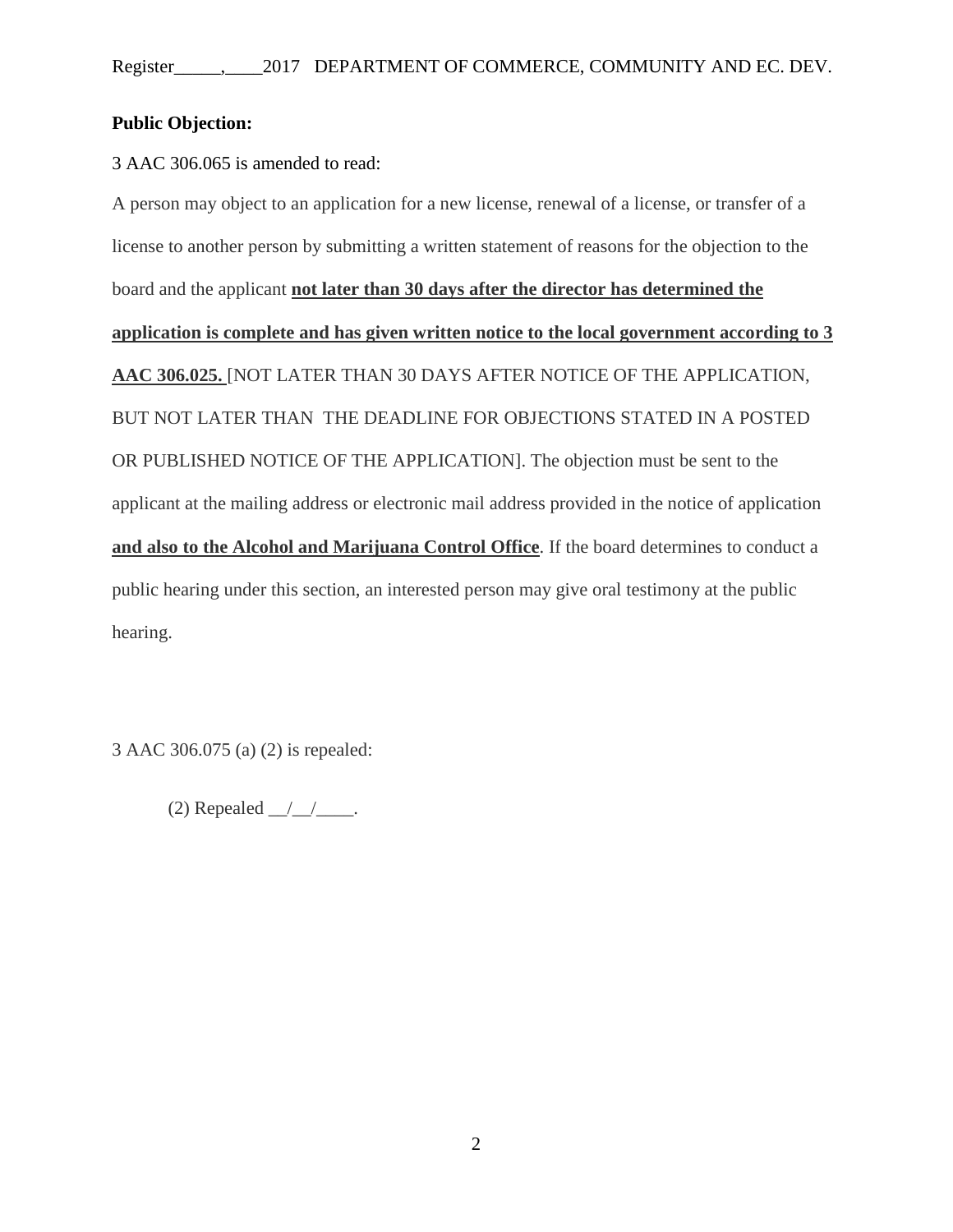**Public Objection:**

3 AAC 306.065 is amended to read:

A person may object to an application for a new license, renewal of a license, or transfer of a license to another person by submitting a written statement of reasons for the objection to the board and the applicant **<u>not later than 30 days after the director has determined the application is complete and has given written notice to the local government according to 3 AAC 306.025.</u>** [NOT LATER THAN 30 DAYS AFTER NOTICE OF THE APPLICATION, BUT NOT LATER THAN THE DEADLINE FOR OBJECTIONS STATED IN A POSTED OR PUBLISHED NOTICE OF THE APPLICATION]. The objection must be sent to the applicant at the mailing address or electronic mail address provided in the notice of application **<u>and also to the Alcohol and Marijuana Control Office</u>**. If the board determines to conduct a public hearing under this section, an interested person may give oral testimony at the public hearing.

3 AAC 306.075 (a) (2) is repealed:

(2) Repealed __/__/____.